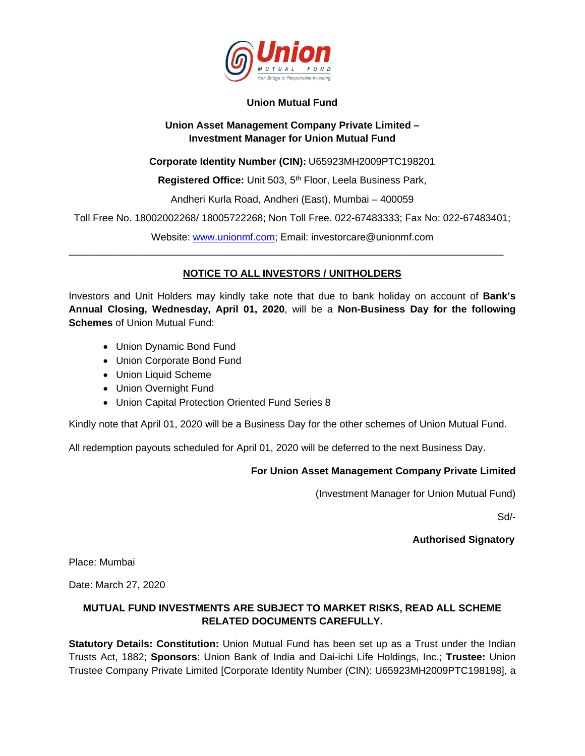**Union Mutual Fund**

**Union Asset Management Company Private Limited – Investment Manager for Union Mutual Fund**

**Corporate Identity Number (CIN):** U65923MH2009PTC198201

**Registered Office:** Unit 503, 5th Floor, Leela Business Park,

Andheri Kurla Road, Andheri (East), Mumbai – 400059

Toll Free No. 18002002268/ 18005722268; Non Toll Free. 022-67483333; Fax No: 022-67483401;

Website: www.unionmf.com; Email: investorcare@unionmf.com

---

**NOTICE TO ALL INVESTORS / UNITHOLDERS**

Investors and Unit Holders may kindly take note that due to bank holiday on account of **Bank's Annual Closing, Wednesday, April 01, 2020**, will be a **Non-Business Day for the following Schemes** of Union Mutual Fund:

- Union Dynamic Bond Fund
- Union Corporate Bond Fund
- Union Liquid Scheme
- Union Overnight Fund
- Union Capital Protection Oriented Fund Series 8

Kindly note that April 01, 2020 will be a Business Day for the other schemes of Union Mutual Fund.

All redemption payouts scheduled for April 01, 2020 will be deferred to the next Business Day.

**For Union Asset Management Company Private Limited**

(Investment Manager for Union Mutual Fund)

Sd/-

**Authorised Signatory**

Place: Mumbai

Date: March 27, 2020

**MUTUAL FUND INVESTMENTS ARE SUBJECT TO MARKET RISKS, READ ALL SCHEME RELATED DOCUMENTS CAREFULLY.**

**Statutory Details: Constitution:** Union Mutual Fund has been set up as a Trust under the Indian Trusts Act, 1882; **Sponsors**: Union Bank of India and Dai-ichi Life Holdings, Inc.; **Trustee:** Union Trustee Company Private Limited [Corporate Identity Number (CIN): U65923MH2009PTC198198], a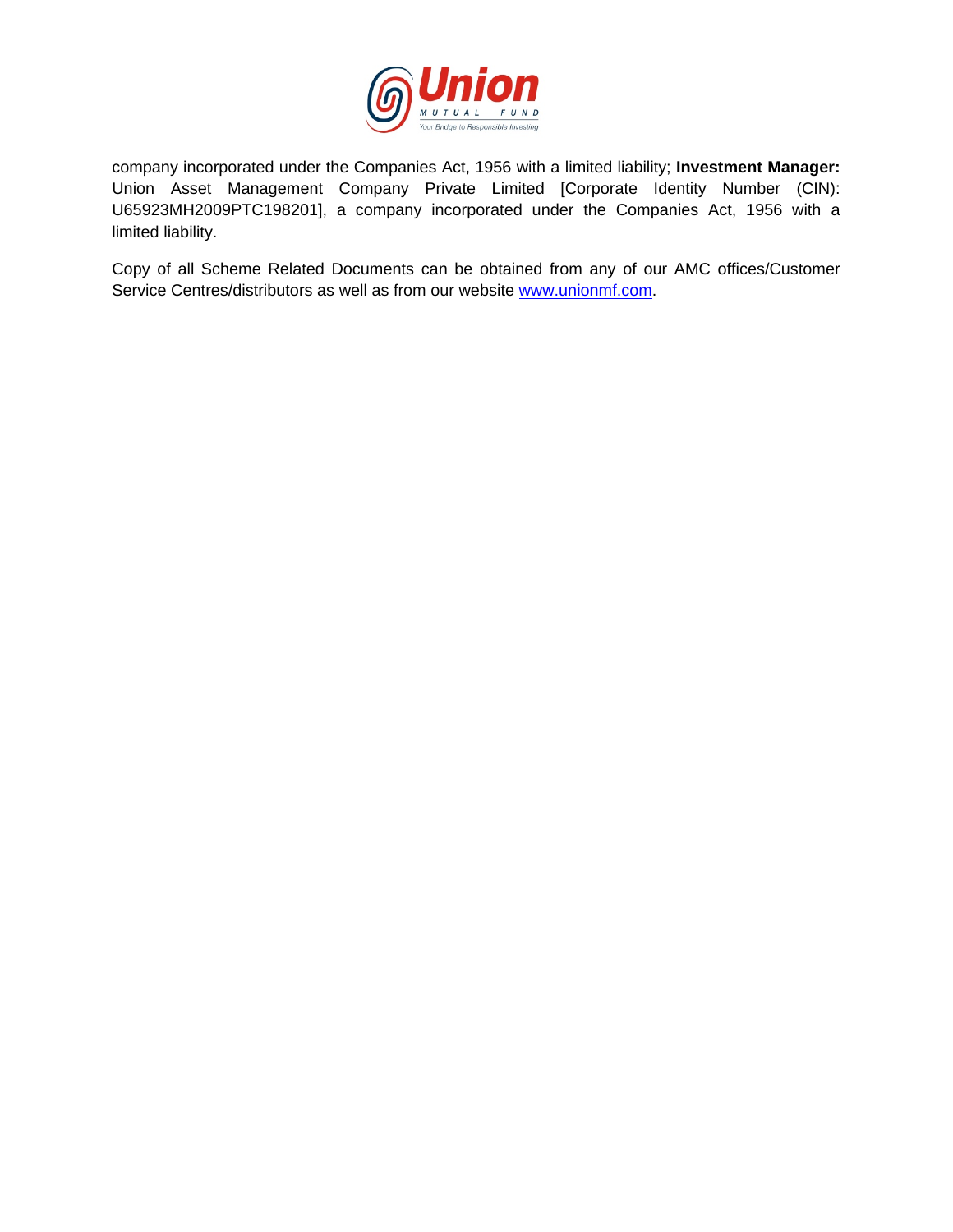company incorporated under the Companies Act, 1956 with a limited liability; **Investment Manager:** Union Asset Management Company Private Limited [Corporate Identity Number (CIN): U65923MH2009PTC198201], a company incorporated under the Companies Act, 1956 with a limited liability.

Copy of all Scheme Related Documents can be obtained from any of our AMC offices/Customer Service Centres/distributors as well as from our website www.unionmf.com.